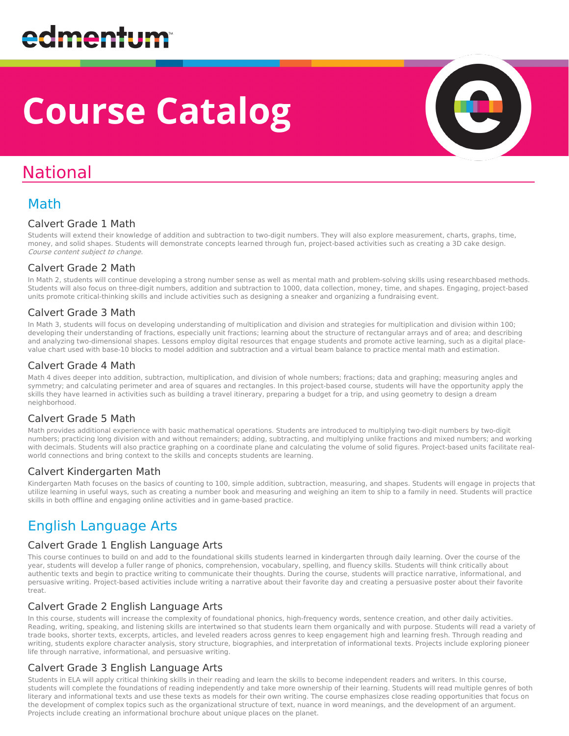edmentum

# Course Catalog

## National

### Math

#### Calvert Grade 1 Math

Students will extend their knowledge of addition and subtraction to two-digit numbers. They will also explore measurement, charts, graphs, time, money, and solid shapes. Students will demonstrate concepts learned through fun, project-based activities such as creating a 3D cake design. *Course content subject to change.*

#### Calvert Grade 2 Math

In Math 2, students will continue developing a strong number sense as well as mental math and problem-solving skills using researchbased methods. Students will also focus on three-digit numbers, addition and subtraction to 1000, data collection, money, time, and shapes. Engaging, project-based units promote critical-thinking skills and include activities such as designing a sneaker and organizing a fundraising event.

#### Calvert Grade 3 Math

In Math 3, students will focus on developing understanding of multiplication and division and strategies for multiplication and division within 100; developing their understanding of fractions, especially unit fractions; learning about the structure of rectangular arrays and of area; and describing and analyzing two-dimensional shapes. Lessons employ digital resources that engage students and promote active learning, such as a digital place-value chart used with base-10 blocks to model addition and subtraction and a virtual beam balance to practice mental math and estimation.

#### Calvert Grade 4 Math

Math 4 dives deeper into addition, subtraction, multiplication, and division of whole numbers; fractions; data and graphing; measuring angles and symmetry; and calculating perimeter and area of squares and rectangles. In this project-based course, students will have the opportunity apply the skills they have learned in activities such as building a travel itinerary, preparing a budget for a trip, and using geometry to design a dream neighborhood.

#### Calvert Grade 5 Math

Math provides additional experience with basic mathematical operations. Students are introduced to multiplying two-digit numbers by two-digit numbers; practicing long division with and without remainders; adding, subtracting, and multiplying unlike fractions and mixed numbers; and working with decimals. Students will also practice graphing on a coordinate plane and calculating the volume of solid figures. Project-based units facilitate real-world connections and bring context to the skills and concepts students are learning.

#### Calvert Kindergarten Math

Kindergarten Math focuses on the basics of counting to 100, simple addition, subtraction, measuring, and shapes. Students will engage in projects that utilize learning in useful ways, such as creating a number book and measuring and weighing an item to ship to a family in need. Students will practice skills in both offline and engaging online activities and in game-based practice.

### English Language Arts

#### Calvert Grade 1 English Language Arts

This course continues to build on and add to the foundational skills students learned in kindergarten through daily learning. Over the course of the year, students will develop a fuller range of phonics, comprehension, vocabulary, spelling, and fluency skills. Students will think critically about authentic texts and begin to practice writing to communicate their thoughts. During the course, students will practice narrative, informational, and persuasive writing. Project-based activities include writing a narrative about their favorite day and creating a persuasive poster about their favorite treat.

#### Calvert Grade 2 English Language Arts

In this course, students will increase the complexity of foundational phonics, high-frequency words, sentence creation, and other daily activities. Reading, writing, speaking, and listening skills are intertwined so that students learn them organically and with purpose. Students will read a variety of trade books, shorter texts, excerpts, articles, and leveled readers across genres to keep engagement high and learning fresh. Through reading and writing, students explore character analysis, story structure, biographies, and interpretation of informational texts. Projects include exploring pioneer life through narrative, informational, and persuasive writing.

#### Calvert Grade 3 English Language Arts

Students in ELA will apply critical thinking skills in their reading and learn the skills to become independent readers and writers. In this course, students will complete the foundations of reading independently and take more ownership of their learning. Students will read multiple genres of both literary and informational texts and use these texts as models for their own writing. The course emphasizes close reading opportunities that focus on the development of complex topics such as the organizational structure of text, nuance in word meanings, and the development of an argument. Projects include creating an informational brochure about unique places on the planet.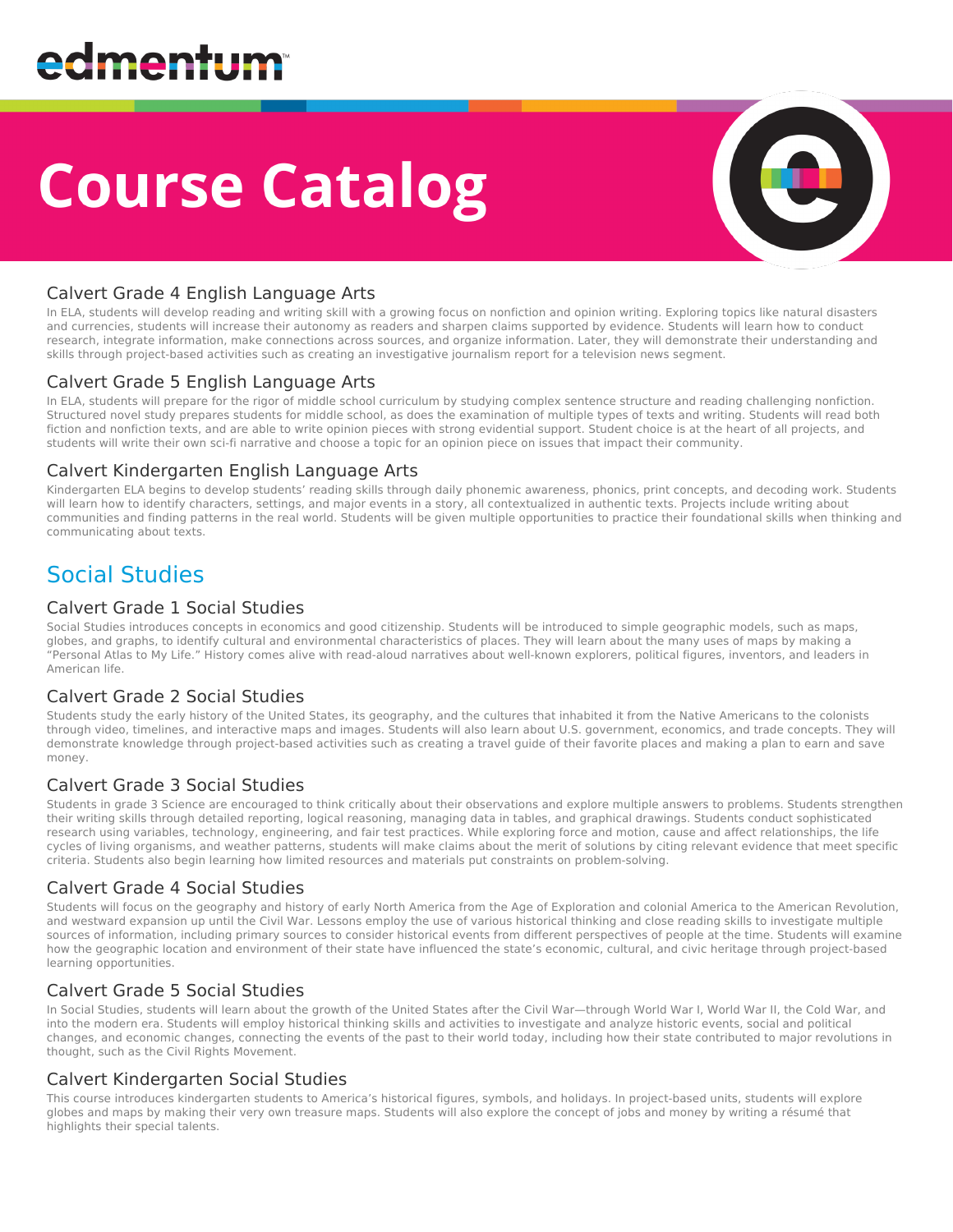# Course Catalog

### Calvert Grade 4 English Language Arts

In ELA, students will develop reading and writing skill with a growing focus on nonfiction and opinion writing. Exploring topics like natural disasters and currencies, students will increase their autonomy as readers and sharpen claims supported by evidence. Students will learn how to conduct research, integrate information, make connections across sources, and organize information. Later, they will demonstrate their understanding and skills through project-based activities such as creating an investigative journalism report for a television news segment.

### Calvert Grade 5 English Language Arts

In ELA, students will prepare for the rigor of middle school curriculum by studying complex sentence structure and reading challenging nonfiction. Structured novel study prepares students for middle school, as does the examination of multiple types of texts and writing. Students will read both fiction and nonfiction texts, and are able to write opinion pieces with strong evidential support. Student choice is at the heart of all projects, and students will write their own sci-fi narrative and choose a topic for an opinion piece on issues that impact their community.

### Calvert Kindergarten English Language Arts

Kindergarten ELA begins to develop students' reading skills through daily phonemic awareness, phonics, print concepts, and decoding work. Students will learn how to identify characters, settings, and major events in a story, all contextualized in authentic texts. Projects include writing about communities and finding patterns in the real world. Students will be given multiple opportunities to practice their foundational skills when thinking and communicating about texts.

## Social Studies

### Calvert Grade 1 Social Studies

Social Studies introduces concepts in economics and good citizenship. Students will be introduced to simple geographic models, such as maps, globes, and graphs, to identify cultural and environmental characteristics of places. They will learn about the many uses of maps by making a "Personal Atlas to My Life." History comes alive with read-aloud narratives about well-known explorers, political figures, inventors, and leaders in American life.

### Calvert Grade 2 Social Studies

Students study the early history of the United States, its geography, and the cultures that inhabited it from the Native Americans to the colonists through video, timelines, and interactive maps and images. Students will also learn about U.S. government, economics, and trade concepts. They will demonstrate knowledge through project-based activities such as creating a travel guide of their favorite places and making a plan to earn and save money.

### Calvert Grade 3 Social Studies

Students in grade 3 Science are encouraged to think critically about their observations and explore multiple answers to problems. Students strengthen their writing skills through detailed reporting, logical reasoning, managing data in tables, and graphical drawings. Students conduct sophisticated research using variables, technology, engineering, and fair test practices. While exploring force and motion, cause and affect relationships, the life cycles of living organisms, and weather patterns, students will make claims about the merit of solutions by citing relevant evidence that meet specific criteria. Students also begin learning how limited resources and materials put constraints on problem-solving.

### Calvert Grade 4 Social Studies

Students will focus on the geography and history of early North America from the Age of Exploration and colonial America to the American Revolution, and westward expansion up until the Civil War. Lessons employ the use of various historical thinking and close reading skills to investigate multiple sources of information, including primary sources to consider historical events from different perspectives of people at the time. Students will examine how the geographic location and environment of their state have influenced the state's economic, cultural, and civic heritage through project-based learning opportunities.

### Calvert Grade 5 Social Studies

In Social Studies, students will learn about the growth of the United States after the Civil War—through World War I, World War II, the Cold War, and into the modern era. Students will employ historical thinking skills and activities to investigate and analyze historic events, social and political changes, and economic changes, connecting the events of the past to their world today, including how their state contributed to major revolutions in thought, such as the Civil Rights Movement.

### Calvert Kindergarten Social Studies

This course introduces kindergarten students to America's historical figures, symbols, and holidays. In project-based units, students will explore globes and maps by making their very own treasure maps. Students will also explore the concept of jobs and money by writing a résumé that highlights their special talents.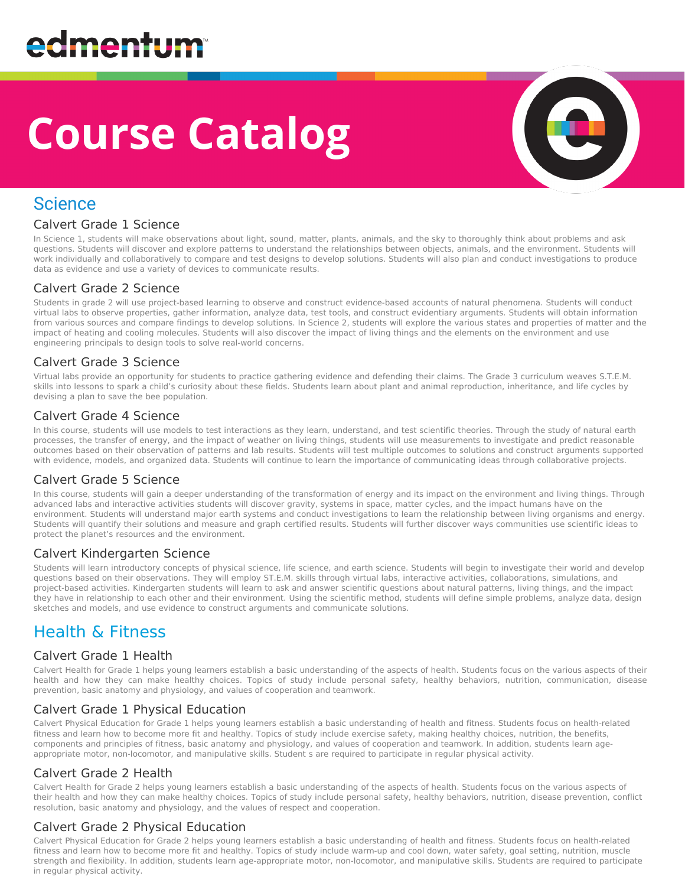# Course Catalog

## Science

### Calvert Grade 1 Science

In Science 1, students will make observations about light, sound, matter, plants, animals, and the sky to thoroughly think about problems and ask questions. Students will discover and explore patterns to understand the relationships between objects, animals, and the environment. Students will work individually and collaboratively to compare and test designs to develop solutions. Students will also plan and conduct investigations to produce data as evidence and use a variety of devices to communicate results.

### Calvert Grade 2 Science

Students in grade 2 will use project-based learning to observe and construct evidence-based accounts of natural phenomena. Students will conduct virtual labs to observe properties, gather information, analyze data, test tools, and construct evidentiary arguments. Students will obtain information from various sources and compare findings to develop solutions. In Science 2, students will explore the various states and properties of matter and the impact of heating and cooling molecules. Students will also discover the impact of living things and the elements on the environment and use engineering principals to design tools to solve real-world concerns.

### Calvert Grade 3 Science

Virtual labs provide an opportunity for students to practice gathering evidence and defending their claims. The Grade 3 curriculum weaves S.T.E.M. skills into lessons to spark a child's curiosity about these fields. Students learn about plant and animal reproduction, inheritance, and life cycles by devising a plan to save the bee population.

### Calvert Grade 4 Science

In this course, students will use models to test interactions as they learn, understand, and test scientific theories. Through the study of natural earth processes, the transfer of energy, and the impact of weather on living things, students will use measurements to investigate and predict reasonable outcomes based on their observation of patterns and lab results. Students will test multiple outcomes to solutions and construct arguments supported with evidence, models, and organized data. Students will continue to learn the importance of communicating ideas through collaborative projects.

### Calvert Grade 5 Science

In this course, students will gain a deeper understanding of the transformation of energy and its impact on the environment and living things. Through advanced labs and interactive activities students will discover gravity, systems in space, matter cycles, and the impact humans have on the environment. Students will understand major earth systems and conduct investigations to learn the relationship between living organisms and energy. Students will quantify their solutions and measure and graph certified results. Students will further discover ways communities use scientific ideas to protect the planet's resources and the environment.

### Calvert Kindergarten Science

Students will learn introductory concepts of physical science, life science, and earth science. Students will begin to investigate their world and develop questions based on their observations. They will employ ST.E.M. skills through virtual labs, interactive activities, collaborations, simulations, and project-based activities. Kindergarten students will learn to ask and answer scientific questions about natural patterns, living things, and the impact they have in relationship to each other and their environment. Using the scientific method, students will define simple problems, analyze data, design sketches and models, and use evidence to construct arguments and communicate solutions.

## Health & Fitness

### Calvert Grade 1 Health

Calvert Health for Grade 1 helps young learners establish a basic understanding of the aspects of health. Students focus on the various aspects of their health and how they can make healthy choices. Topics of study include personal safety, healthy behaviors, nutrition, communication, disease prevention, basic anatomy and physiology, and values of cooperation and teamwork.

### Calvert Grade 1 Physical Education

Calvert Physical Education for Grade 1 helps young learners establish a basic understanding of health and fitness. Students focus on health-related fitness and learn how to become more fit and healthy. Topics of study include exercise safety, making healthy choices, nutrition, the benefits, components and principles of fitness, basic anatomy and physiology, and values of cooperation and teamwork. In addition, students learn age-appropriate motor, non-locomotor, and manipulative skills. Student s are required to participate in regular physical activity.

### Calvert Grade 2 Health

Calvert Health for Grade 2 helps young learners establish a basic understanding of the aspects of health. Students focus on the various aspects of their health and how they can make healthy choices. Topics of study include personal safety, healthy behaviors, nutrition, disease prevention, conflict resolution, basic anatomy and physiology, and the values of respect and cooperation.

### Calvert Grade 2 Physical Education

Calvert Physical Education for Grade 2 helps young learners establish a basic understanding of health and fitness. Students focus on health-related fitness and learn how to become more fit and healthy. Topics of study include warm-up and cool down, water safety, goal setting, nutrition, muscle strength and flexibility. In addition, students learn age-appropriate motor, non-locomotor, and manipulative skills. Students are required to participate in regular physical activity.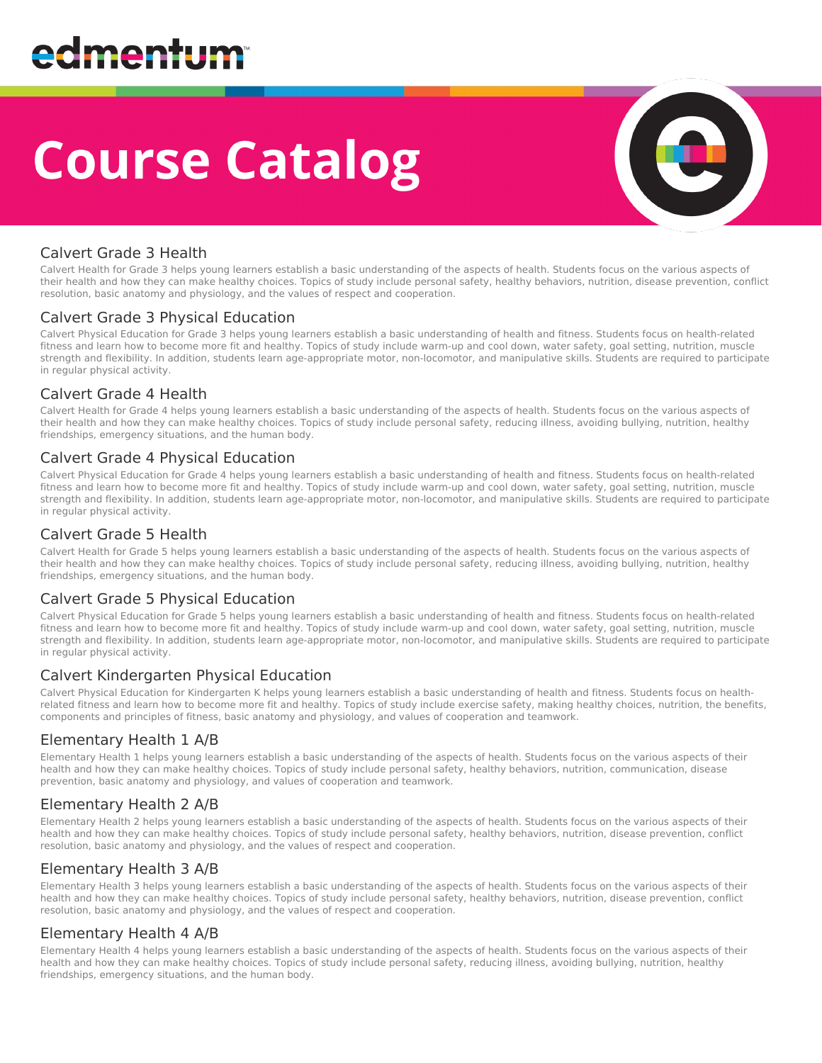# Course Catalog

## Calvert Grade 3 Health

Calvert Health for Grade 3 helps young learners establish a basic understanding of the aspects of health. Students focus on the various aspects of their health and how they can make healthy choices. Topics of study include personal safety, healthy behaviors, nutrition, disease prevention, conflict resolution, basic anatomy and physiology, and the values of respect and cooperation.

## Calvert Grade 3 Physical Education

Calvert Physical Education for Grade 3 helps young learners establish a basic understanding of health and fitness. Students focus on health-related fitness and learn how to become more fit and healthy. Topics of study include warm-up and cool down, water safety, goal setting, nutrition, muscle strength and flexibility. In addition, students learn age-appropriate motor, non-locomotor, and manipulative skills. Students are required to participate in regular physical activity.

## Calvert Grade 4 Health

Calvert Health for Grade 4 helps young learners establish a basic understanding of the aspects of health. Students focus on the various aspects of their health and how they can make healthy choices. Topics of study include personal safety, reducing illness, avoiding bullying, nutrition, healthy friendships, emergency situations, and the human body.

## Calvert Grade 4 Physical Education

Calvert Physical Education for Grade 4 helps young learners establish a basic understanding of health and fitness. Students focus on health-related fitness and learn how to become more fit and healthy. Topics of study include warm-up and cool down, water safety, goal setting, nutrition, muscle strength and flexibility. In addition, students learn age-appropriate motor, non-locomotor, and manipulative skills. Students are required to participate in regular physical activity.

## Calvert Grade 5 Health

Calvert Health for Grade 5 helps young learners establish a basic understanding of the aspects of health. Students focus on the various aspects of their health and how they can make healthy choices. Topics of study include personal safety, reducing illness, avoiding bullying, nutrition, healthy friendships, emergency situations, and the human body.

## Calvert Grade 5 Physical Education

Calvert Physical Education for Grade 5 helps young learners establish a basic understanding of health and fitness. Students focus on health-related fitness and learn how to become more fit and healthy. Topics of study include warm-up and cool down, water safety, goal setting, nutrition, muscle strength and flexibility. In addition, students learn age-appropriate motor, non-locomotor, and manipulative skills. Students are required to participate in regular physical activity.

## Calvert Kindergarten Physical Education

Calvert Physical Education for Kindergarten K helps young learners establish a basic understanding of health and fitness. Students focus on health-related fitness and learn how to become more fit and healthy. Topics of study include exercise safety, making healthy choices, nutrition, the benefits, components and principles of fitness, basic anatomy and physiology, and values of cooperation and teamwork.

## Elementary Health 1 A/B

Elementary Health 1 helps young learners establish a basic understanding of the aspects of health. Students focus on the various aspects of their health and how they can make healthy choices. Topics of study include personal safety, healthy behaviors, nutrition, communication, disease prevention, basic anatomy and physiology, and values of cooperation and teamwork.

## Elementary Health 2 A/B

Elementary Health 2 helps young learners establish a basic understanding of the aspects of health. Students focus on the various aspects of their health and how they can make healthy choices. Topics of study include personal safety, healthy behaviors, nutrition, disease prevention, conflict resolution, basic anatomy and physiology, and the values of respect and cooperation.

## Elementary Health 3 A/B

Elementary Health 3 helps young learners establish a basic understanding of the aspects of health. Students focus on the various aspects of their health and how they can make healthy choices. Topics of study include personal safety, healthy behaviors, nutrition, disease prevention, conflict resolution, basic anatomy and physiology, and the values of respect and cooperation.

## Elementary Health 4 A/B

Elementary Health 4 helps young learners establish a basic understanding of the aspects of health. Students focus on the various aspects of their health and how they can make healthy choices. Topics of study include personal safety, reducing illness, avoiding bullying, nutrition, healthy friendships, emergency situations, and the human body.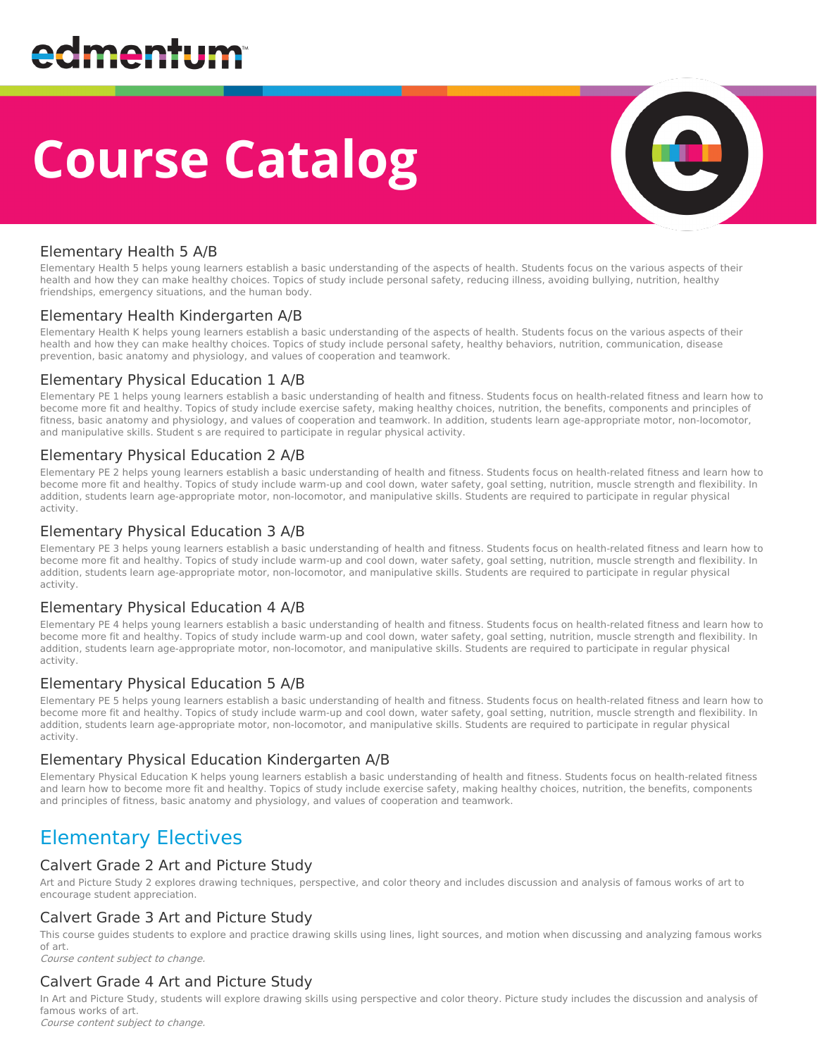# Course Catalog

### Elementary Health 5 A/B

Elementary Health 5 helps young learners establish a basic understanding of the aspects of health. Students focus on the various aspects of their health and how they can make healthy choices. Topics of study include personal safety, reducing illness, avoiding bullying, nutrition, healthy friendships, emergency situations, and the human body.

### Elementary Health Kindergarten A/B

Elementary Health K helps young learners establish a basic understanding of the aspects of health. Students focus on the various aspects of their health and how they can make healthy choices. Topics of study include personal safety, healthy behaviors, nutrition, communication, disease prevention, basic anatomy and physiology, and values of cooperation and teamwork.

### Elementary Physical Education 1 A/B

Elementary PE 1 helps young learners establish a basic understanding of health and fitness. Students focus on health-related fitness and learn how to become more fit and healthy. Topics of study include exercise safety, making healthy choices, nutrition, the benefits, components and principles of fitness, basic anatomy and physiology, and values of cooperation and teamwork. In addition, students learn age-appropriate motor, non-locomotor, and manipulative skills. Student s are required to participate in regular physical activity.

### Elementary Physical Education 2 A/B

Elementary PE 2 helps young learners establish a basic understanding of health and fitness. Students focus on health-related fitness and learn how to become more fit and healthy. Topics of study include warm-up and cool down, water safety, goal setting, nutrition, muscle strength and flexibility. In addition, students learn age-appropriate motor, non-locomotor, and manipulative skills. Students are required to participate in regular physical activity.

### Elementary Physical Education 3 A/B

Elementary PE 3 helps young learners establish a basic understanding of health and fitness. Students focus on health-related fitness and learn how to become more fit and healthy. Topics of study include warm-up and cool down, water safety, goal setting, nutrition, muscle strength and flexibility. In addition, students learn age-appropriate motor, non-locomotor, and manipulative skills. Students are required to participate in regular physical activity.

### Elementary Physical Education 4 A/B

Elementary PE 4 helps young learners establish a basic understanding of health and fitness. Students focus on health-related fitness and learn how to become more fit and healthy. Topics of study include warm-up and cool down, water safety, goal setting, nutrition, muscle strength and flexibility. In addition, students learn age-appropriate motor, non-locomotor, and manipulative skills. Students are required to participate in regular physical activity.

### Elementary Physical Education 5 A/B

Elementary PE 5 helps young learners establish a basic understanding of health and fitness. Students focus on health-related fitness and learn how to become more fit and healthy. Topics of study include warm-up and cool down, water safety, goal setting, nutrition, muscle strength and flexibility. In addition, students learn age-appropriate motor, non-locomotor, and manipulative skills. Students are required to participate in regular physical activity.

### Elementary Physical Education Kindergarten A/B

Elementary Physical Education K helps young learners establish a basic understanding of health and fitness. Students focus on health-related fitness and learn how to become more fit and healthy. Topics of study include exercise safety, making healthy choices, nutrition, the benefits, components and principles of fitness, basic anatomy and physiology, and values of cooperation and teamwork.

## Elementary Electives

### Calvert Grade 2 Art and Picture Study

Art and Picture Study 2 explores drawing techniques, perspective, and color theory and includes discussion and analysis of famous works of art to encourage student appreciation.

### Calvert Grade 3 Art and Picture Study

This course guides students to explore and practice drawing skills using lines, light sources, and motion when discussing and analyzing famous works of art.

*Course content subject to change.*

### Calvert Grade 4 Art and Picture Study

In Art and Picture Study, students will explore drawing skills using perspective and color theory. Picture study includes the discussion and analysis of famous works of art.

*Course content subject to change.*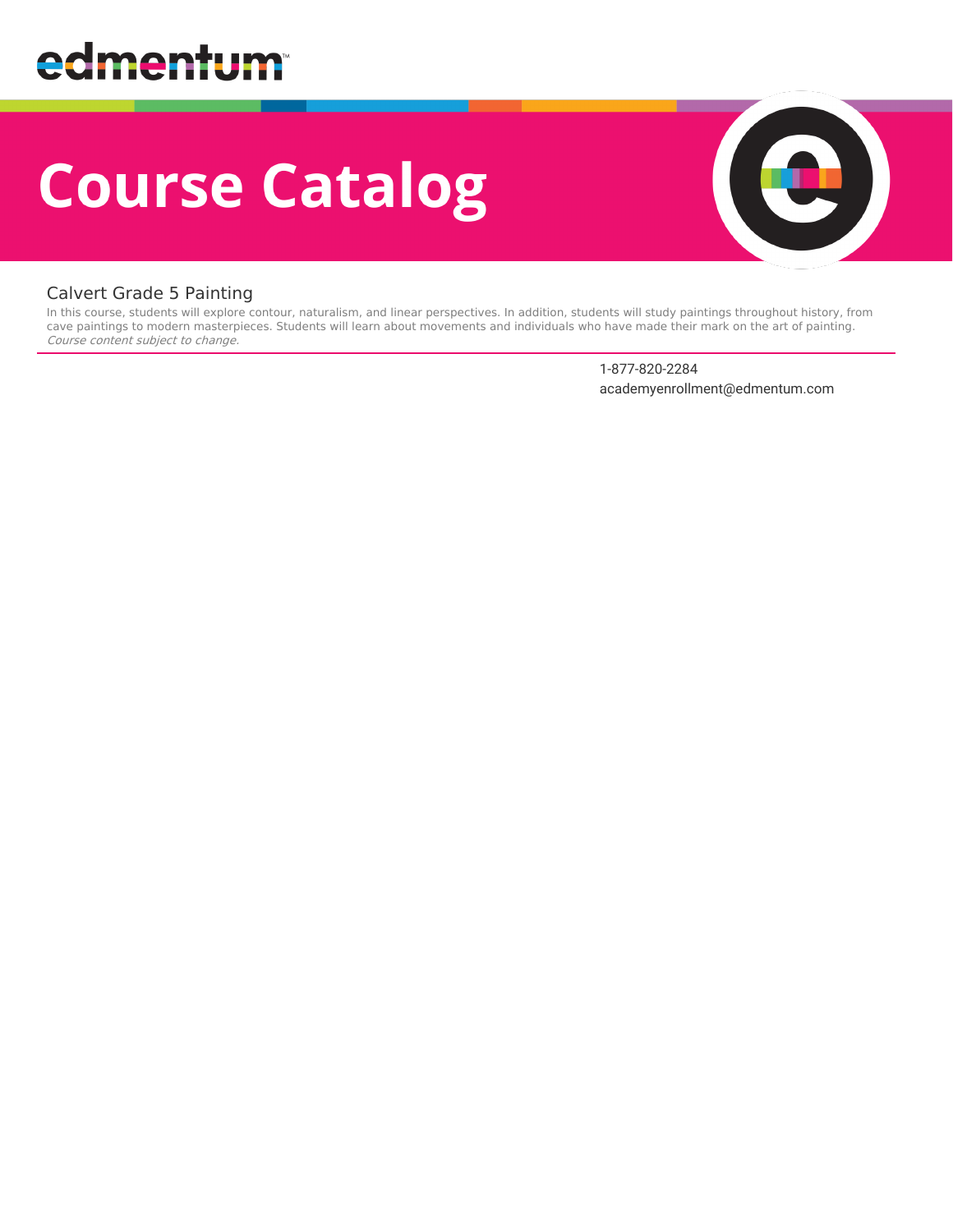# Course Catalog

## Calvert Grade 5 Painting

In this course, students will explore contour, naturalism, and linear perspectives. In addition, students will study paintings throughout history, from cave paintings to modern masterpieces. Students will learn about movements and individuals who have made their mark on the art of painting.
*Course content subject to change.*

1-877-820-2284
academyenrollment@edmentum.com